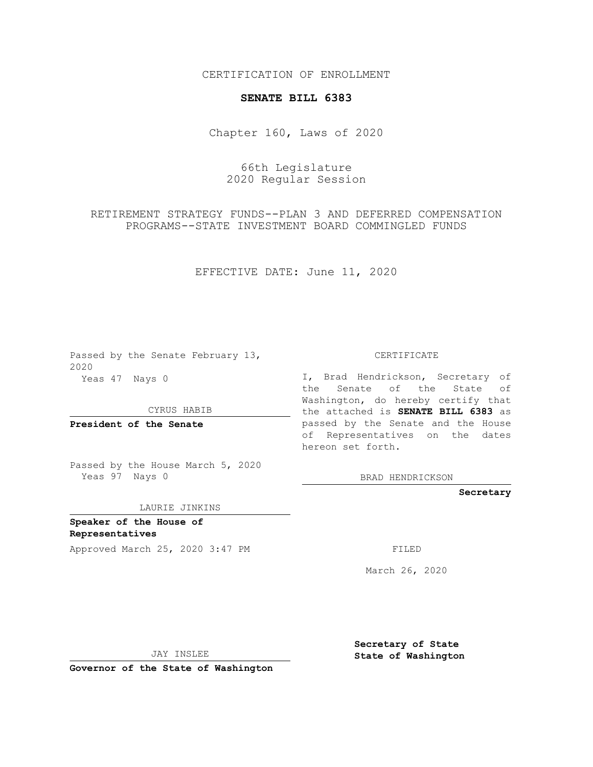CERTIFICATION OF ENROLLMENT

**SENATE BILL 6383**

Chapter 160, Laws of 2020

66th Legislature
2020 Regular Session

RETIREMENT STRATEGY FUNDS--PLAN 3 AND DEFERRED COMPENSATION PROGRAMS--STATE INVESTMENT BOARD COMMINGLED FUNDS

EFFECTIVE DATE: June 11, 2020

Passed by the Senate February 13, 2020
Yeas 47 Nays 0

CYRUS HABIB

**President of the Senate**

Passed by the House March 5, 2020
Yeas 97 Nays 0

LAURIE JINKINS

**Speaker of the House of Representatives**

Approved March 25, 2020 3:47 PM

JAY INSLEE

**Governor of the State of Washington**

CERTIFICATE

I, Brad Hendrickson, Secretary of the Senate of the State of Washington, do hereby certify that the attached is **SENATE BILL 6383** as passed by the Senate and the House of Representatives on the dates hereon set forth.

BRAD HENDRICKSON

**Secretary**

FILED

March 26, 2020

**Secretary of State**
**State of Washington**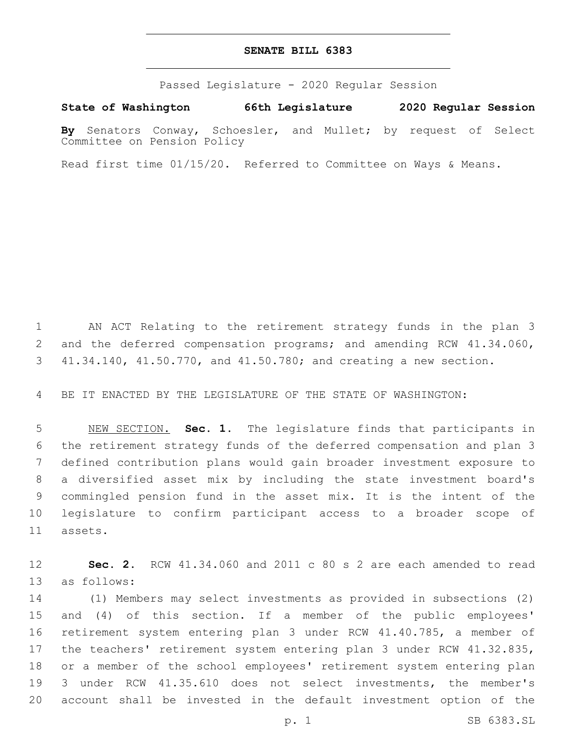# SENATE BILL 6383

Passed Legislature - 2020 Regular Session

**State of Washington 66th Legislature 2020 Regular Session**

**By** Senators Conway, Schoesler, and Mullet; by request of Select Committee on Pension Policy

Read first time 01/15/20. Referred to Committee on Ways & Means.

1 AN ACT Relating to the retirement strategy funds in the plan 3 2 and the deferred compensation programs; and amending RCW 41.34.060, 3 41.34.140, 41.50.770, and 41.50.780; and creating a new section.

4 BE IT ENACTED BY THE LEGISLATURE OF THE STATE OF WASHINGTON:

5 NEW SECTION. **Sec. 1.** The legislature finds that participants in 6 the retirement strategy funds of the deferred compensation and plan 3 7 defined contribution plans would gain broader investment exposure to 8 a diversified asset mix by including the state investment board's 9 commingled pension fund in the asset mix. It is the intent of the 10 legislature to confirm participant access to a broader scope of 11 assets.

12 **Sec. 2.** RCW 41.34.060 and 2011 c 80 s 2 are each amended to read 13 as follows:

14 (1) Members may select investments as provided in subsections (2) 15 and (4) of this section. If a member of the public employees' 16 retirement system entering plan 3 under RCW 41.40.785, a member of 17 the teachers' retirement system entering plan 3 under RCW 41.32.835, 18 or a member of the school employees' retirement system entering plan 19 3 under RCW 41.35.610 does not select investments, the member's 20 account shall be invested in the default investment option of the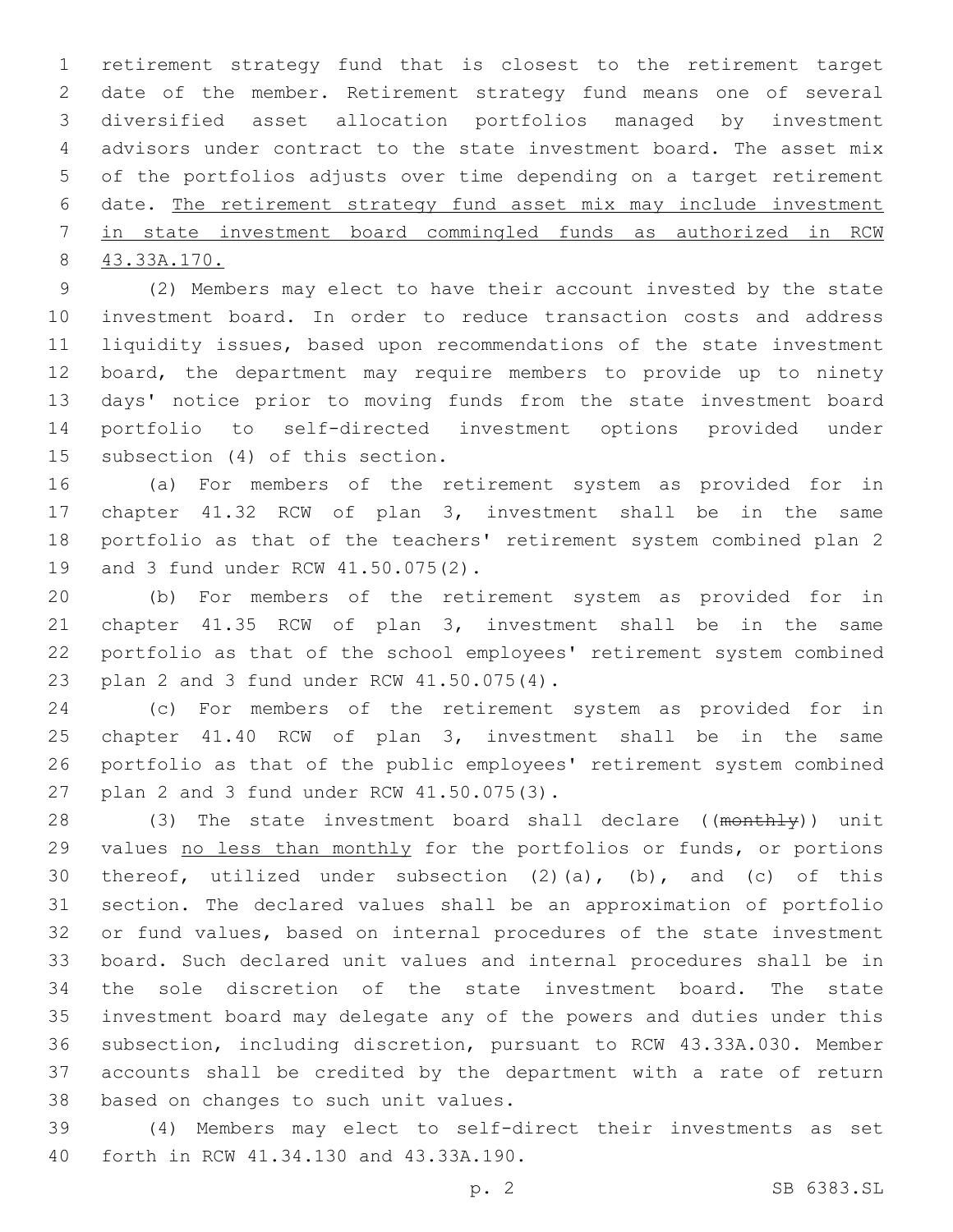retirement strategy fund that is closest to the retirement target date of the member. Retirement strategy fund means one of several diversified asset allocation portfolios managed by investment advisors under contract to the state investment board. The asset mix of the portfolios adjusts over time depending on a target retirement date. <u>The retirement strategy fund asset mix may include investment in state investment board commingled funds as authorized in RCW 43.33A.170.</u>

(2) Members may elect to have their account invested by the state investment board. In order to reduce transaction costs and address liquidity issues, based upon recommendations of the state investment board, the department may require members to provide up to ninety days' notice prior to moving funds from the state investment board portfolio to self-directed investment options provided under subsection (4) of this section.

(a) For members of the retirement system as provided for in chapter 41.32 RCW of plan 3, investment shall be in the same portfolio as that of the teachers' retirement system combined plan 2 and 3 fund under RCW 41.50.075(2).

(b) For members of the retirement system as provided for in chapter 41.35 RCW of plan 3, investment shall be in the same portfolio as that of the school employees' retirement system combined plan 2 and 3 fund under RCW 41.50.075(4).

(c) For members of the retirement system as provided for in chapter 41.40 RCW of plan 3, investment shall be in the same portfolio as that of the public employees' retirement system combined plan 2 and 3 fund under RCW 41.50.075(3).

(3) The state investment board shall declare ((~~monthly~~)) unit values <u>no less than monthly</u> for the portfolios or funds, or portions thereof, utilized under subsection (2)(a), (b), and (c) of this section. The declared values shall be an approximation of portfolio or fund values, based on internal procedures of the state investment board. Such declared unit values and internal procedures shall be in the sole discretion of the state investment board. The state investment board may delegate any of the powers and duties under this subsection, including discretion, pursuant to RCW 43.33A.030. Member accounts shall be credited by the department with a rate of return based on changes to such unit values.

(4) Members may elect to self-direct their investments as set forth in RCW 41.34.130 and 43.33A.190.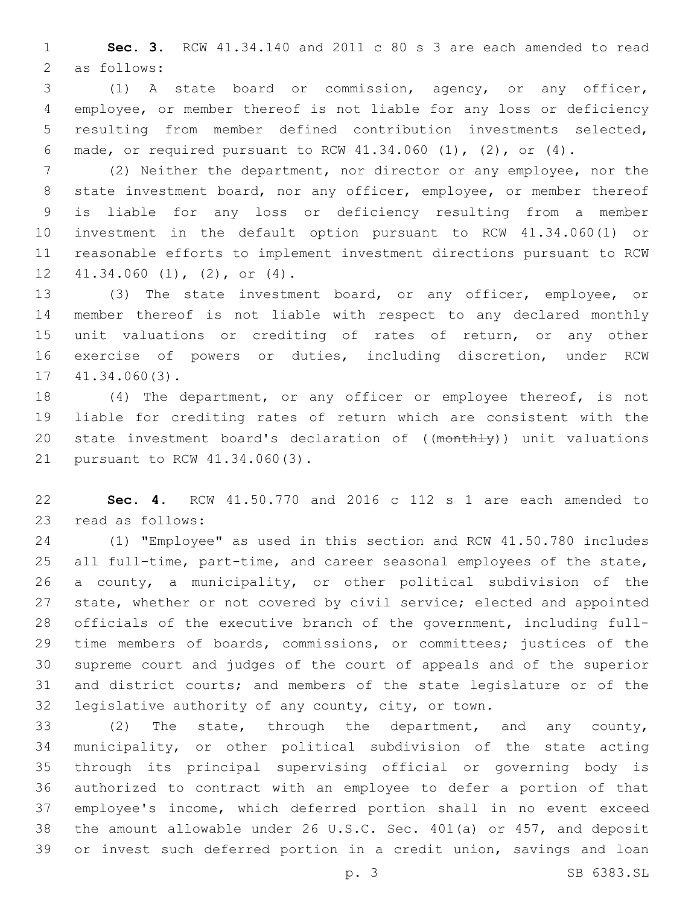**Sec. 3.** RCW 41.34.140 and 2011 c 80 s 3 are each amended to read as follows:

(1) A state board or commission, agency, or any officer, employee, or member thereof is not liable for any loss or deficiency resulting from member defined contribution investments selected, made, or required pursuant to RCW 41.34.060 (1), (2), or (4).

(2) Neither the department, nor director or any employee, nor the state investment board, nor any officer, employee, or member thereof is liable for any loss or deficiency resulting from a member investment in the default option pursuant to RCW 41.34.060(1) or reasonable efforts to implement investment directions pursuant to RCW 41.34.060 (1), (2), or (4).

(3) The state investment board, or any officer, employee, or member thereof is not liable with respect to any declared monthly unit valuations or crediting of rates of return, or any other exercise of powers or duties, including discretion, under RCW 41.34.060(3).

(4) The department, or any officer or employee thereof, is not liable for crediting rates of return which are consistent with the state investment board's declaration of ((~~monthly~~)) unit valuations pursuant to RCW 41.34.060(3).

**Sec. 4.** RCW 41.50.770 and 2016 c 112 s 1 are each amended to read as follows:

(1) "Employee" as used in this section and RCW 41.50.780 includes all full-time, part-time, and career seasonal employees of the state, a county, a municipality, or other political subdivision of the state, whether or not covered by civil service; elected and appointed officials of the executive branch of the government, including full-time members of boards, commissions, or committees; justices of the supreme court and judges of the court of appeals and of the superior and district courts; and members of the state legislature or of the legislative authority of any county, city, or town.

(2) The state, through the department, and any county, municipality, or other political subdivision of the state acting through its principal supervising official or governing body is authorized to contract with an employee to defer a portion of that employee's income, which deferred portion shall in no event exceed the amount allowable under 26 U.S.C. Sec. 401(a) or 457, and deposit or invest such deferred portion in a credit union, savings and loan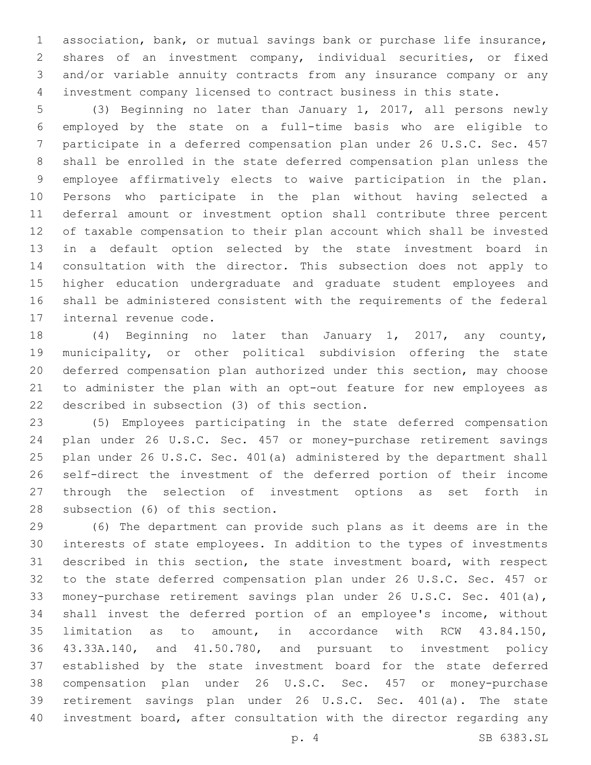association, bank, or mutual savings bank or purchase life insurance, shares of an investment company, individual securities, or fixed and/or variable annuity contracts from any insurance company or any investment company licensed to contract business in this state.

(3) Beginning no later than January 1, 2017, all persons newly employed by the state on a full-time basis who are eligible to participate in a deferred compensation plan under 26 U.S.C. Sec. 457 shall be enrolled in the state deferred compensation plan unless the employee affirmatively elects to waive participation in the plan. Persons who participate in the plan without having selected a deferral amount or investment option shall contribute three percent of taxable compensation to their plan account which shall be invested in a default option selected by the state investment board in consultation with the director. This subsection does not apply to higher education undergraduate and graduate student employees and shall be administered consistent with the requirements of the federal internal revenue code.

(4) Beginning no later than January 1, 2017, any county, municipality, or other political subdivision offering the state deferred compensation plan authorized under this section, may choose to administer the plan with an opt-out feature for new employees as described in subsection (3) of this section.

(5) Employees participating in the state deferred compensation plan under 26 U.S.C. Sec. 457 or money-purchase retirement savings plan under 26 U.S.C. Sec. 401(a) administered by the department shall self-direct the investment of the deferred portion of their income through the selection of investment options as set forth in subsection (6) of this section.

(6) The department can provide such plans as it deems are in the interests of state employees. In addition to the types of investments described in this section, the state investment board, with respect to the state deferred compensation plan under 26 U.S.C. Sec. 457 or money-purchase retirement savings plan under 26 U.S.C. Sec. 401(a), shall invest the deferred portion of an employee's income, without limitation as to amount, in accordance with RCW 43.84.150, 43.33A.140, and 41.50.780, and pursuant to investment policy established by the state investment board for the state deferred compensation plan under 26 U.S.C. Sec. 457 or money-purchase retirement savings plan under 26 U.S.C. Sec. 401(a). The state investment board, after consultation with the director regarding any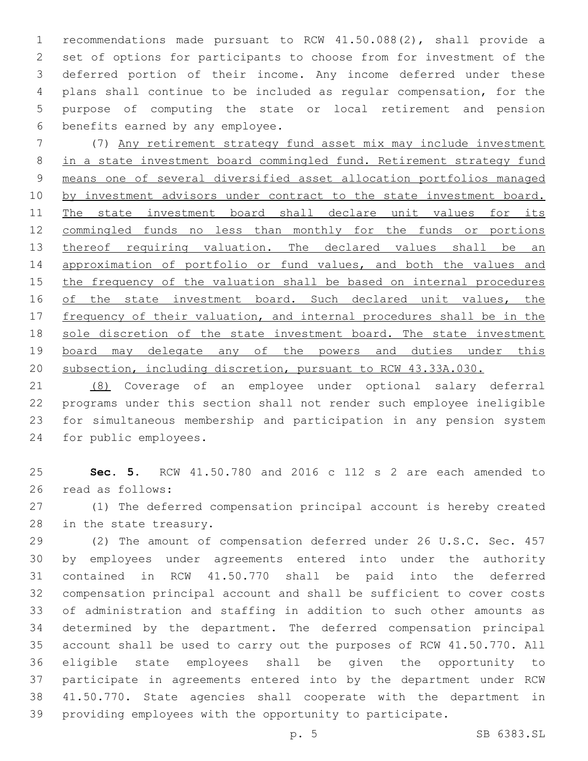recommendations made pursuant to RCW 41.50.088(2), shall provide a set of options for participants to choose from for investment of the deferred portion of their income. Any income deferred under these plans shall continue to be included as regular compensation, for the purpose of computing the state or local retirement and pension benefits earned by any employee.

(7) Any retirement strategy fund asset mix may include investment in a state investment board commingled fund. Retirement strategy fund means one of several diversified asset allocation portfolios managed by investment advisors under contract to the state investment board. The state investment board shall declare unit values for its commingled funds no less than monthly for the funds or portions thereof requiring valuation. The declared values shall be an approximation of portfolio or fund values, and both the values and the frequency of the valuation shall be based on internal procedures of the state investment board. Such declared unit values, the frequency of their valuation, and internal procedures shall be in the sole discretion of the state investment board. The state investment board may delegate any of the powers and duties under this subsection, including discretion, pursuant to RCW 43.33A.030.

(8) Coverage of an employee under optional salary deferral programs under this section shall not render such employee ineligible for simultaneous membership and participation in any pension system for public employees.

**Sec. 5.** RCW 41.50.780 and 2016 c 112 s 2 are each amended to read as follows:

(1) The deferred compensation principal account is hereby created in the state treasury.

(2) The amount of compensation deferred under 26 U.S.C. Sec. 457 by employees under agreements entered into under the authority contained in RCW 41.50.770 shall be paid into the deferred compensation principal account and shall be sufficient to cover costs of administration and staffing in addition to such other amounts as determined by the department. The deferred compensation principal account shall be used to carry out the purposes of RCW 41.50.770. All eligible state employees shall be given the opportunity to participate in agreements entered into by the department under RCW 41.50.770. State agencies shall cooperate with the department in providing employees with the opportunity to participate.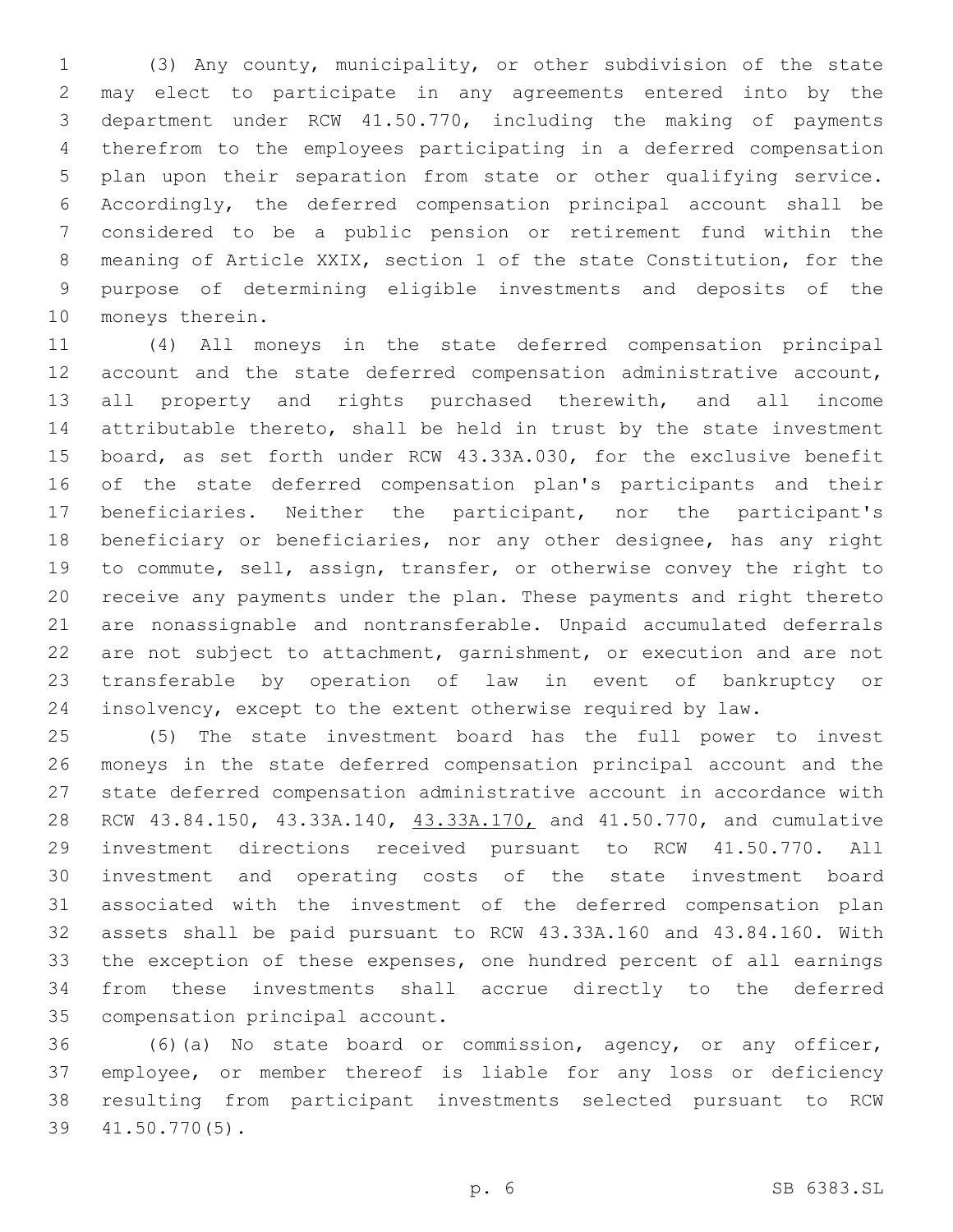(3) Any county, municipality, or other subdivision of the state may elect to participate in any agreements entered into by the department under RCW 41.50.770, including the making of payments therefrom to the employees participating in a deferred compensation plan upon their separation from state or other qualifying service. Accordingly, the deferred compensation principal account shall be considered to be a public pension or retirement fund within the meaning of Article XXIX, section 1 of the state Constitution, for the purpose of determining eligible investments and deposits of the moneys therein.

(4) All moneys in the state deferred compensation principal account and the state deferred compensation administrative account, all property and rights purchased therewith, and all income attributable thereto, shall be held in trust by the state investment board, as set forth under RCW 43.33A.030, for the exclusive benefit of the state deferred compensation plan's participants and their beneficiaries. Neither the participant, nor the participant's beneficiary or beneficiaries, nor any other designee, has any right to commute, sell, assign, transfer, or otherwise convey the right to receive any payments under the plan. These payments and right thereto are nonassignable and nontransferable. Unpaid accumulated deferrals are not subject to attachment, garnishment, or execution and are not transferable by operation of law in event of bankruptcy or insolvency, except to the extent otherwise required by law.

(5) The state investment board has the full power to invest moneys in the state deferred compensation principal account and the state deferred compensation administrative account in accordance with RCW 43.84.150, 43.33A.140, <u>43.33A.170,</u> and 41.50.770, and cumulative investment directions received pursuant to RCW 41.50.770. All investment and operating costs of the state investment board associated with the investment of the deferred compensation plan assets shall be paid pursuant to RCW 43.33A.160 and 43.84.160. With the exception of these expenses, one hundred percent of all earnings from these investments shall accrue directly to the deferred compensation principal account.

(6)(a) No state board or commission, agency, or any officer, employee, or member thereof is liable for any loss or deficiency resulting from participant investments selected pursuant to RCW 41.50.770(5).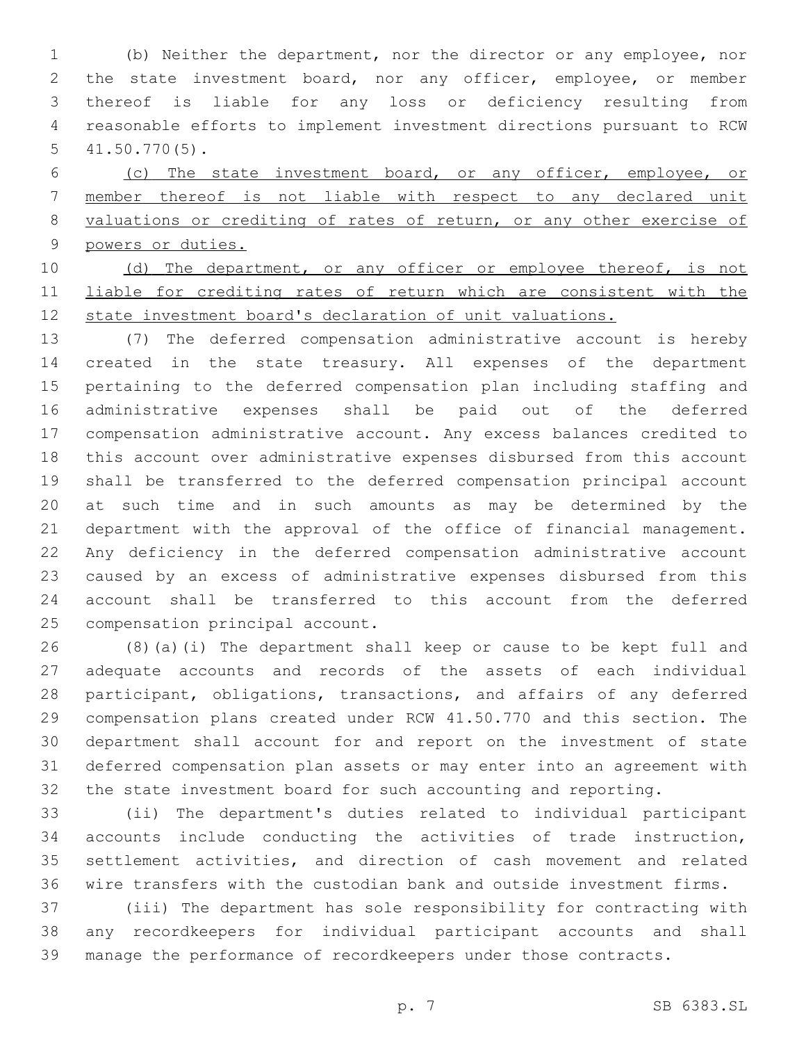(b) Neither the department, nor the director or any employee, nor the state investment board, nor any officer, employee, or member thereof is liable for any loss or deficiency resulting from reasonable efforts to implement investment directions pursuant to RCW 41.50.770(5).

<u>(c) The state investment board, or any officer, employee, or member thereof is not liable with respect to any declared unit valuations or crediting of rates of return, or any other exercise of powers or duties.</u>

<u>(d) The department, or any officer or employee thereof, is not liable for crediting rates of return which are consistent with the state investment board's declaration of unit valuations.</u>

(7) The deferred compensation administrative account is hereby created in the state treasury. All expenses of the department pertaining to the deferred compensation plan including staffing and administrative expenses shall be paid out of the deferred compensation administrative account. Any excess balances credited to this account over administrative expenses disbursed from this account shall be transferred to the deferred compensation principal account at such time and in such amounts as may be determined by the department with the approval of the office of financial management. Any deficiency in the deferred compensation administrative account caused by an excess of administrative expenses disbursed from this account shall be transferred to this account from the deferred compensation principal account.

(8)(a)(i) The department shall keep or cause to be kept full and adequate accounts and records of the assets of each individual participant, obligations, transactions, and affairs of any deferred compensation plans created under RCW 41.50.770 and this section. The department shall account for and report on the investment of state deferred compensation plan assets or may enter into an agreement with the state investment board for such accounting and reporting.

(ii) The department's duties related to individual participant accounts include conducting the activities of trade instruction, settlement activities, and direction of cash movement and related wire transfers with the custodian bank and outside investment firms.

(iii) The department has sole responsibility for contracting with any recordkeepers for individual participant accounts and shall manage the performance of recordkeepers under those contracts.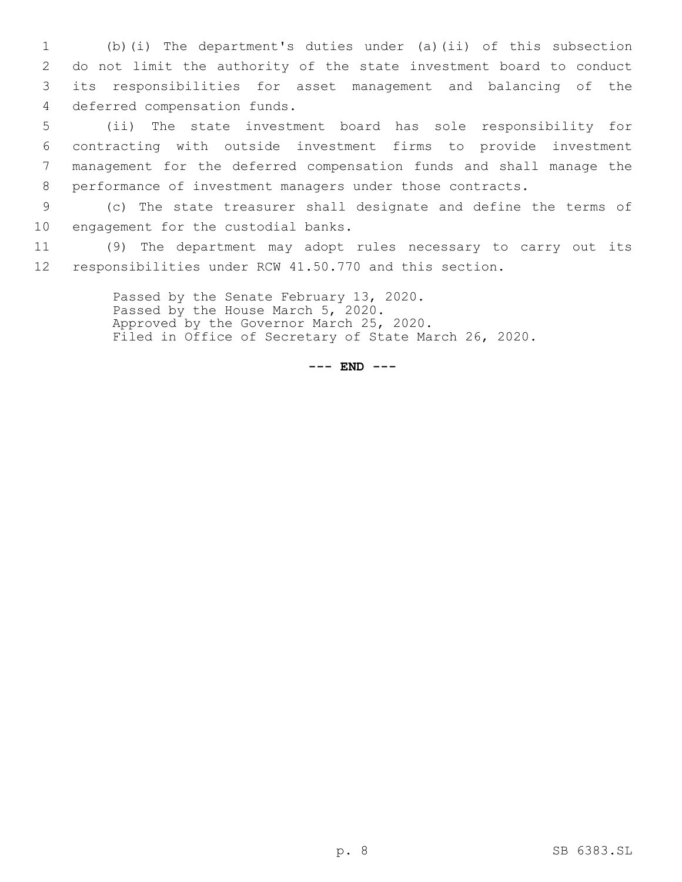(b)(i) The department's duties under (a)(ii) of this subsection do not limit the authority of the state investment board to conduct its responsibilities for asset management and balancing of the deferred compensation funds.

(ii) The state investment board has sole responsibility for contracting with outside investment firms to provide investment management for the deferred compensation funds and shall manage the performance of investment managers under those contracts.

(c) The state treasurer shall designate and define the terms of engagement for the custodial banks.

(9) The department may adopt rules necessary to carry out its responsibilities under RCW 41.50.770 and this section.

Passed by the Senate February 13, 2020.
Passed by the House March 5, 2020.
Approved by the Governor March 25, 2020.
Filed in Office of Secretary of State March 26, 2020.

**--- END ---**